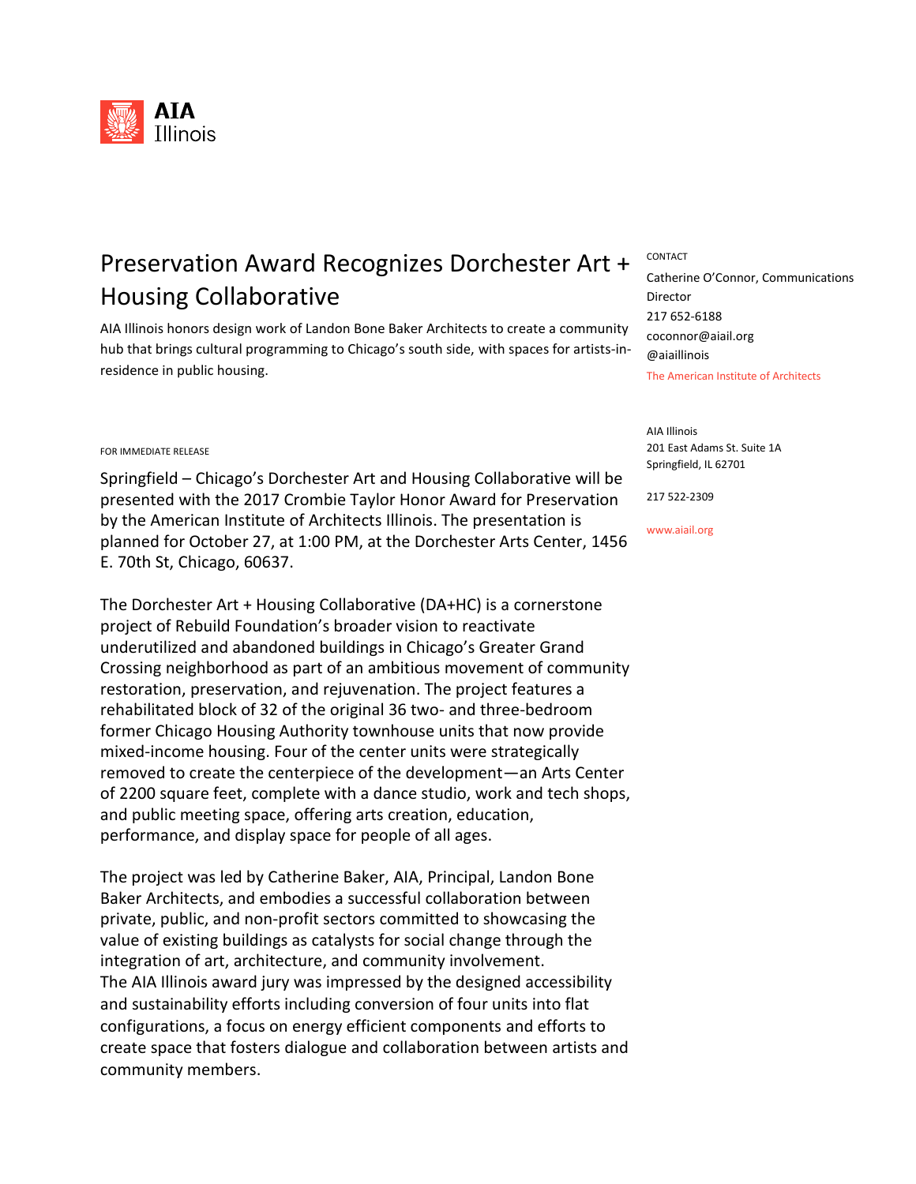AIA Illinois

# Preservation Award Recognizes Dorchester Art + Housing Collaborative

AIA Illinois honors design work of Landon Bone Baker Architects to create a community hub that brings cultural programming to Chicago's south side, with spaces for artists-in-residence in public housing.

CONTACT

Catherine O'Connor, Communications Director
217 652-6188
coconnor@aiail.org
@aiaillinois
The American Institute of Architects

AIA Illinois
201 East Adams St. Suite 1A
Springfield, IL 62701

217 522-2309

www.aiail.org

FOR IMMEDIATE RELEASE

Springfield – Chicago's Dorchester Art and Housing Collaborative will be presented with the 2017 Crombie Taylor Honor Award for Preservation by the American Institute of Architects Illinois. The presentation is planned for October 27, at 1:00 PM, at the Dorchester Arts Center, 1456 E. 70th St, Chicago, 60637.

The Dorchester Art + Housing Collaborative (DA+HC) is a cornerstone project of Rebuild Foundation's broader vision to reactivate underutilized and abandoned buildings in Chicago's Greater Grand Crossing neighborhood as part of an ambitious movement of community restoration, preservation, and rejuvenation. The project features a rehabilitated block of 32 of the original 36 two- and three-bedroom former Chicago Housing Authority townhouse units that now provide mixed-income housing. Four of the center units were strategically removed to create the centerpiece of the development—an Arts Center of 2200 square feet, complete with a dance studio, work and tech shops, and public meeting space, offering arts creation, education, performance, and display space for people of all ages.

The project was led by Catherine Baker, AIA, Principal, Landon Bone Baker Architects, and embodies a successful collaboration between private, public, and non-profit sectors committed to showcasing the value of existing buildings as catalysts for social change through the integration of art, architecture, and community involvement.
The AIA Illinois award jury was impressed by the designed accessibility and sustainability efforts including conversion of four units into flat configurations, a focus on energy efficient components and efforts to create space that fosters dialogue and collaboration between artists and community members.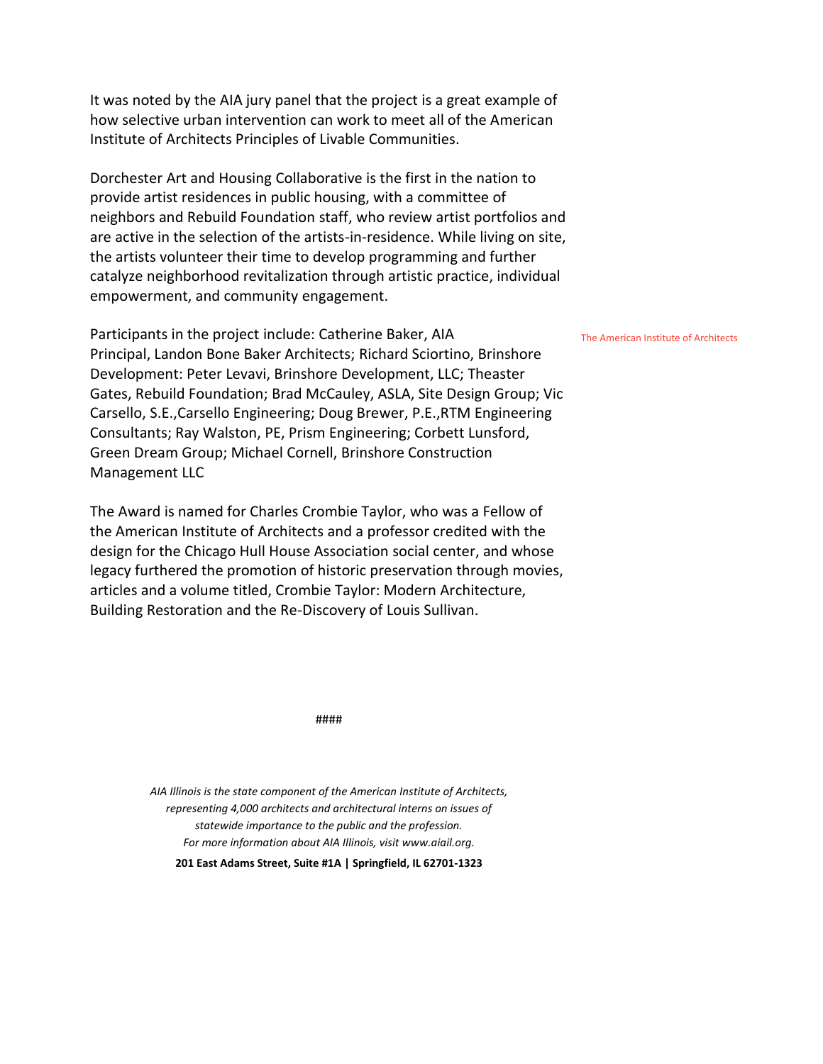It was noted by the AIA jury panel that the project is a great example of how selective urban intervention can work to meet all of the American Institute of Architects Principles of Livable Communities.

Dorchester Art and Housing Collaborative is the first in the nation to provide artist residences in public housing, with a committee of neighbors and Rebuild Foundation staff, who review artist portfolios and are active in the selection of the artists-in-residence. While living on site, the artists volunteer their time to develop programming and further catalyze neighborhood revitalization through artistic practice, individual empowerment, and community engagement.

Participants in the project include: Catherine Baker, AIA Principal, Landon Bone Baker Architects; Richard Sciortino, Brinshore Development: Peter Levavi, Brinshore Development, LLC; Theaster Gates, Rebuild Foundation; Brad McCauley, ASLA, Site Design Group; Vic Carsello, S.E.,Carsello Engineering; Doug Brewer, P.E.,RTM Engineering Consultants; Ray Walston, PE, Prism Engineering; Corbett Lunsford, Green Dream Group; Michael Cornell, Brinshore Construction Management LLC

The American Institute of Architects

The Award is named for Charles Crombie Taylor, who was a Fellow of the American Institute of Architects and a professor credited with the design for the Chicago Hull House Association social center, and whose legacy furthered the promotion of historic preservation through movies, articles and a volume titled, Crombie Taylor: Modern Architecture, Building Restoration and the Re-Discovery of Louis Sullivan.

####

*AIA Illinois is the state component of the American Institute of Architects, representing 4,000 architects and architectural interns on issues of statewide importance to the public and the profession.*
*For more information about AIA Illinois, visit www.aiail.org.*

**201 East Adams Street, Suite #1A | Springfield, IL 62701-1323**